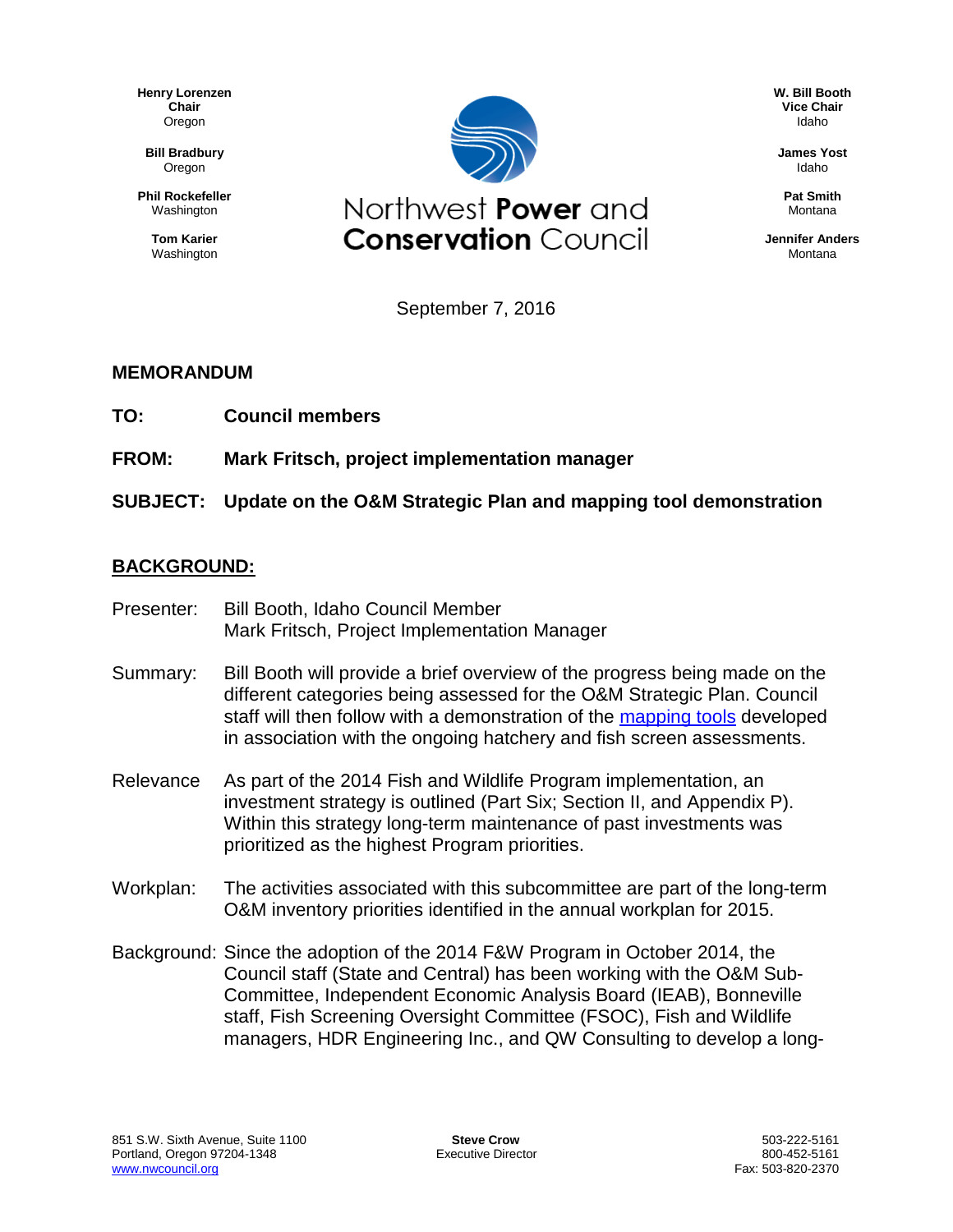Henry Lorenzen
**Chair**
Oregon

**Bill Bradbury**
Oregon

**Phil Rockefeller**
Washington

**Tom Karier**
Washington

# Northwest **Power** and **Conservation** Council

**W. Bill Booth**
**Vice Chair**
Idaho

**James Yost**
Idaho

**Pat Smith**
Montana

**Jennifer Anders**
Montana

September 7, 2016

## MEMORANDUM

**TO:** **Council members**

**FROM:** **Mark Fritsch, project implementation manager**

**SUBJECT:** **Update on the O&M Strategic Plan and mapping tool demonstration**

## BACKGROUND:

Presenter: Bill Booth, Idaho Council Member
Mark Fritsch, Project Implementation Manager

Summary: Bill Booth will provide a brief overview of the progress being made on the different categories being assessed for the O&M Strategic Plan. Council staff will then follow with a demonstration of the mapping tools developed in association with the ongoing hatchery and fish screen assessments.

Relevance As part of the 2014 Fish and Wildlife Program implementation, an investment strategy is outlined (Part Six; Section II, and Appendix P). Within this strategy long-term maintenance of past investments was prioritized as the highest Program priorities.

Workplan: The activities associated with this subcommittee are part of the long-term O&M inventory priorities identified in the annual workplan for 2015.

Background: Since the adoption of the 2014 F&W Program in October 2014, the Council staff (State and Central) has been working with the O&M Sub-Committee, Independent Economic Analysis Board (IEAB), Bonneville staff, Fish Screening Oversight Committee (FSOC), Fish and Wildlife managers, HDR Engineering Inc., and QW Consulting to develop a long-

851 S.W. Sixth Avenue, Suite 1100
Portland, Oregon 97204-1348
www.nwcouncil.org

**Steve Crow**
Executive Director

503-222-5161
800-452-5161
Fax: 503-820-2370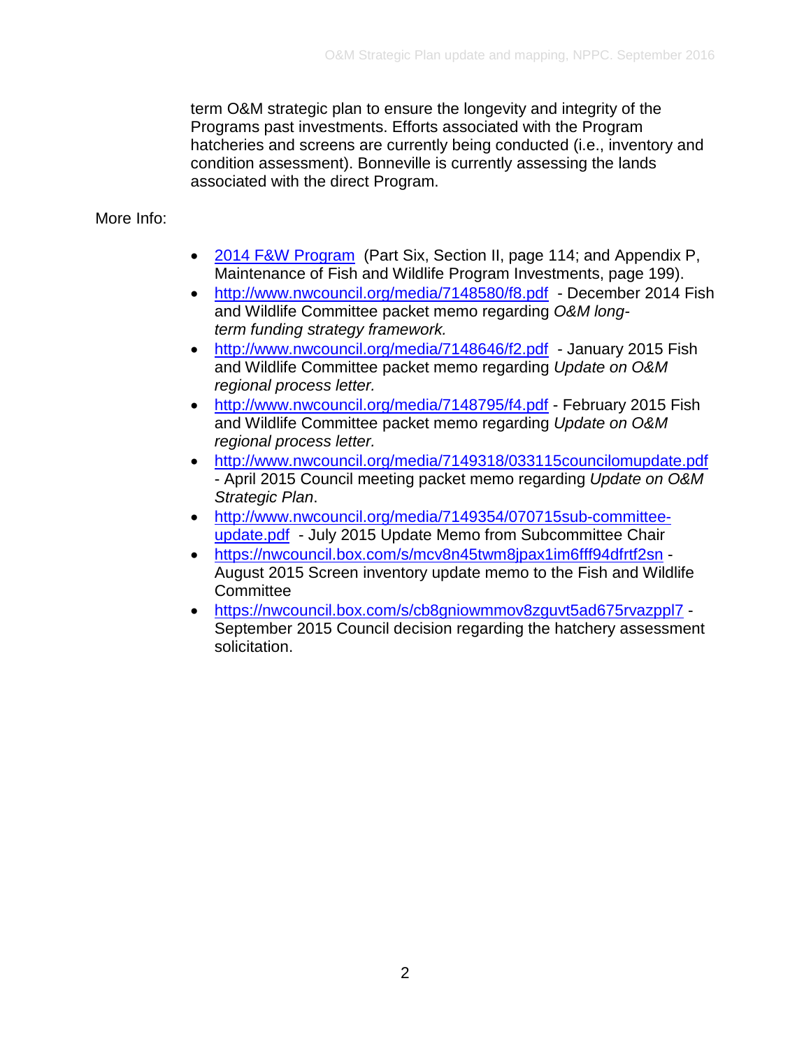term O&M strategic plan to ensure the longevity and integrity of the Programs past investments. Efforts associated with the Program hatcheries and screens are currently being conducted (i.e., inventory and condition assessment). Bonneville is currently assessing the lands associated with the direct Program.

More Info:

- 2014 F&W Program (Part Six, Section II, page 114; and Appendix P, Maintenance of Fish and Wildlife Program Investments, page 199).
- http://www.nwcouncil.org/media/7148580/f8.pdf - December 2014 Fish and Wildlife Committee packet memo regarding *O&M long-term funding strategy framework.*
- http://www.nwcouncil.org/media/7148646/f2.pdf - January 2015 Fish and Wildlife Committee packet memo regarding *Update on O&M regional process letter.*
- http://www.nwcouncil.org/media/7148795/f4.pdf - February 2015 Fish and Wildlife Committee packet memo regarding *Update on O&M regional process letter.*
- http://www.nwcouncil.org/media/7149318/033115councilomupdate.pdf - April 2015 Council meeting packet memo regarding *Update on O&M Strategic Plan*.
- http://www.nwcouncil.org/media/7149354/070715sub-committee-update.pdf - July 2015 Update Memo from Subcommittee Chair
- https://nwcouncil.box.com/s/mcv8n45twm8jpax1im6fff94dfrtf2sn - August 2015 Screen inventory update memo to the Fish and Wildlife Committee
- https://nwcouncil.box.com/s/cb8gniowmmov8zguvt5ad675rvazppl7 - September 2015 Council decision regarding the hatchery assessment solicitation.